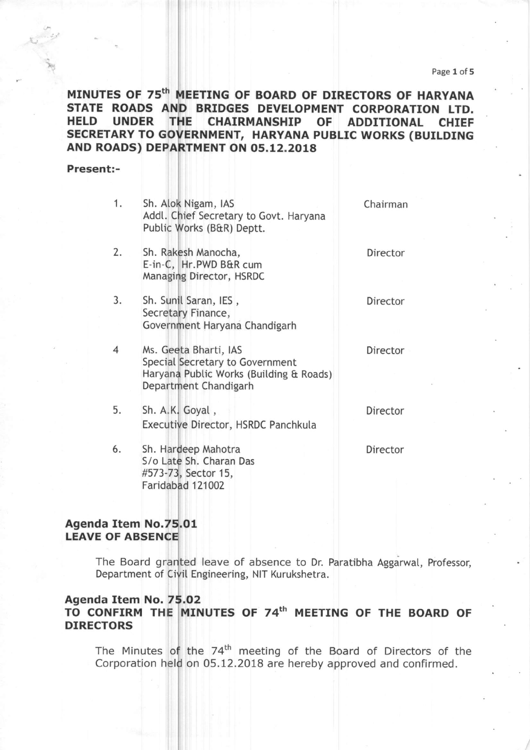# MINUTES OF 75th MEETING OF BOARD OF DIRECTORS OF HARYANA STATE ROADS AND BRIDGES DEVELOPMENT CORPORATION LTD. HELD UNDER THE CHAIRMANSHIP OF ADDITIONAL CHIEF SECRETARY TO GOVERNMENT, HARYANA PUBLIC WORKS (BUILDING AND ROADS) DEPARTMENT ON 05.12.2018

**Present:-**

| | | |
|---|---|---|
| 1. | Sh. Alok Nigam, IAS<br>Addl. Chief Secretary to Govt. Haryana<br>Public Works (B&R) Deptt. | Chairman |
| 2. | Sh. Rakesh Manocha,<br>E-in-C, Hr.PWD B&R cum<br>Managing Director, HSRDC | Director |
| 3. | Sh. Sunil Saran, IES ,<br>Secretary Finance,<br>Government Haryana Chandigarh | Director |
| 4 | Ms. Geeta Bharti, IAS<br>Special Secretary to Government<br>Haryana Public Works (Building & Roads)<br>Department Chandigarh | Director |
| 5. | Sh. A.K. Goyal ,<br>Executive Director, HSRDC Panchkula | Director |
| 6. | Sh. Hardeep Mahotra<br>S/o Late Sh. Charan Das<br>#573-73, Sector 15,<br>Faridabad 121002 | Director |

## Agenda Item No.75.01
## LEAVE OF ABSENCE

The Board granted leave of absence to Dr. Paratibha Aggarwal, Professor, Department of Civil Engineering, NIT Kurukshetra.

## Agenda Item No. 75.02
## TO CONFIRM THE MINUTES OF 74th MEETING OF THE BOARD OF DIRECTORS

The Minutes of the 74th meeting of the Board of Directors of the Corporation held on 05.12.2018 are hereby approved and confirmed.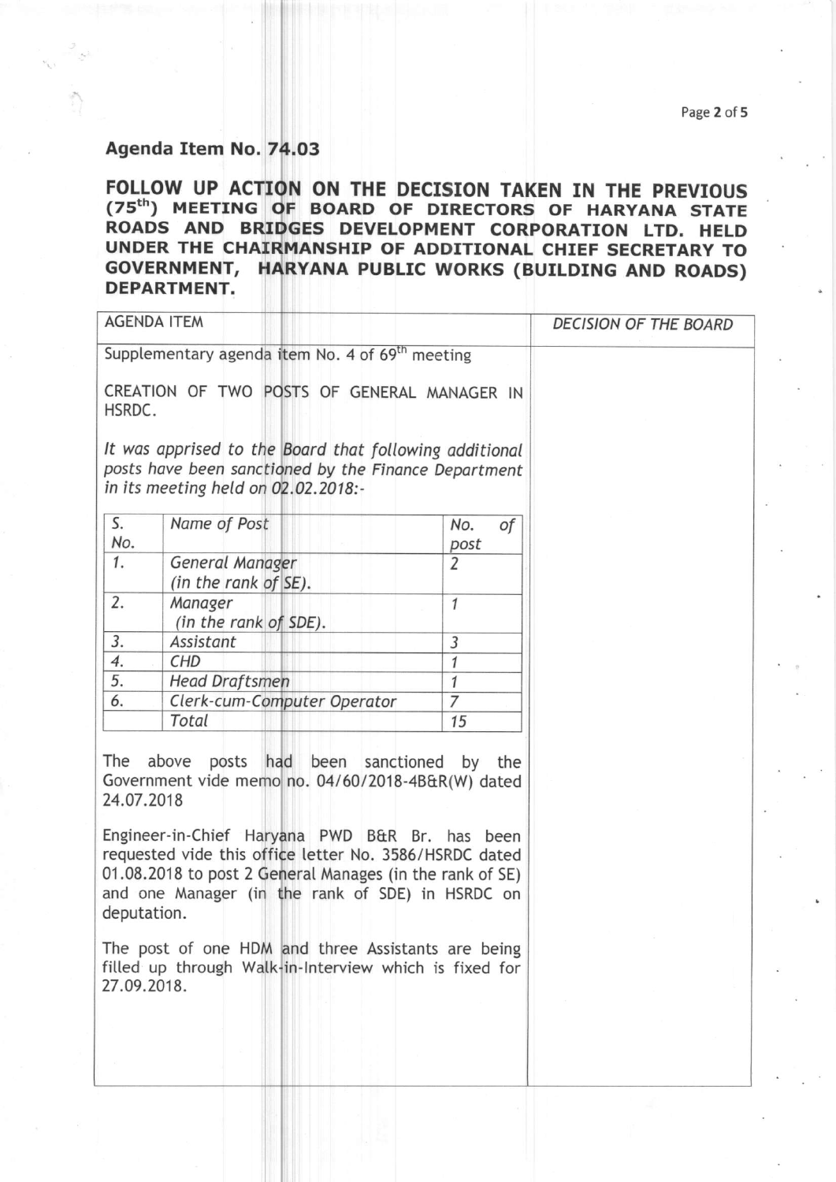## Agenda Item No. 74.03

### FOLLOW UP ACTION ON THE DECISION TAKEN IN THE PREVIOUS (75th) MEETING OF BOARD OF DIRECTORS OF HARYANA STATE ROADS AND BRIDGES DEVELOPMENT CORPORATION LTD. HELD UNDER THE CHAIRMANSHIP OF ADDITIONAL CHIEF SECRETARY TO GOVERNMENT, HARYANA PUBLIC WORKS (BUILDING AND ROADS) DEPARTMENT.

<table>
<tr><th>AGENDA ITEM</th><th><i>DECISION OF THE BOARD</i></th></tr>
<tr><td>
<p>Supplementary agenda item No. 4 of 69th meeting</p>
<p>CREATION OF TWO POSTS OF GENERAL MANAGER IN HSRDC.</p>
<p><i>It was apprised to the Board that following additional posts have been sanctioned by the Finance Department in its meeting held on 02.02.2018:-</i></p>
<table>
<tr><th><i>S. No.</i></th><th><i>Name of Post</i></th><th><i>No. of post</i></th></tr>
<tr><td><i>1.</i></td><td><i>General Manager (in the rank of SE).</i></td><td><i>2</i></td></tr>
<tr><td><i>2.</i></td><td><i>Manager (in the rank of SDE).</i></td><td><i>1</i></td></tr>
<tr><td><i>3.</i></td><td><i>Assistant</i></td><td><i>3</i></td></tr>
<tr><td><i>4.</i></td><td><i>CHD</i></td><td><i>1</i></td></tr>
<tr><td><i>5.</i></td><td><i>Head Draftsmen</i></td><td><i>1</i></td></tr>
<tr><td><i>6.</i></td><td><i>Clerk-cum-Computer Operator</i></td><td><i>7</i></td></tr>
<tr><td></td><td><i>Total</i></td><td><i>15</i></td></tr>
</table>
<p>The above posts had been sanctioned by the Government vide memo no. 04/60/2018-4B&R(W) dated 24.07.2018</p>
<p>Engineer-in-Chief Haryana PWD B&R Br. has been requested vide this office letter No. 3586/HSRDC dated 01.08.2018 to post 2 General Manages (in the rank of SE) and one Manager (in the rank of SDE) in HSRDC on deputation.</p>
<p>The post of one HDM and three Assistants are being filled up through Walk-in-Interview which is fixed for 27.09.2018.</p>
</td><td></td></tr>
</table>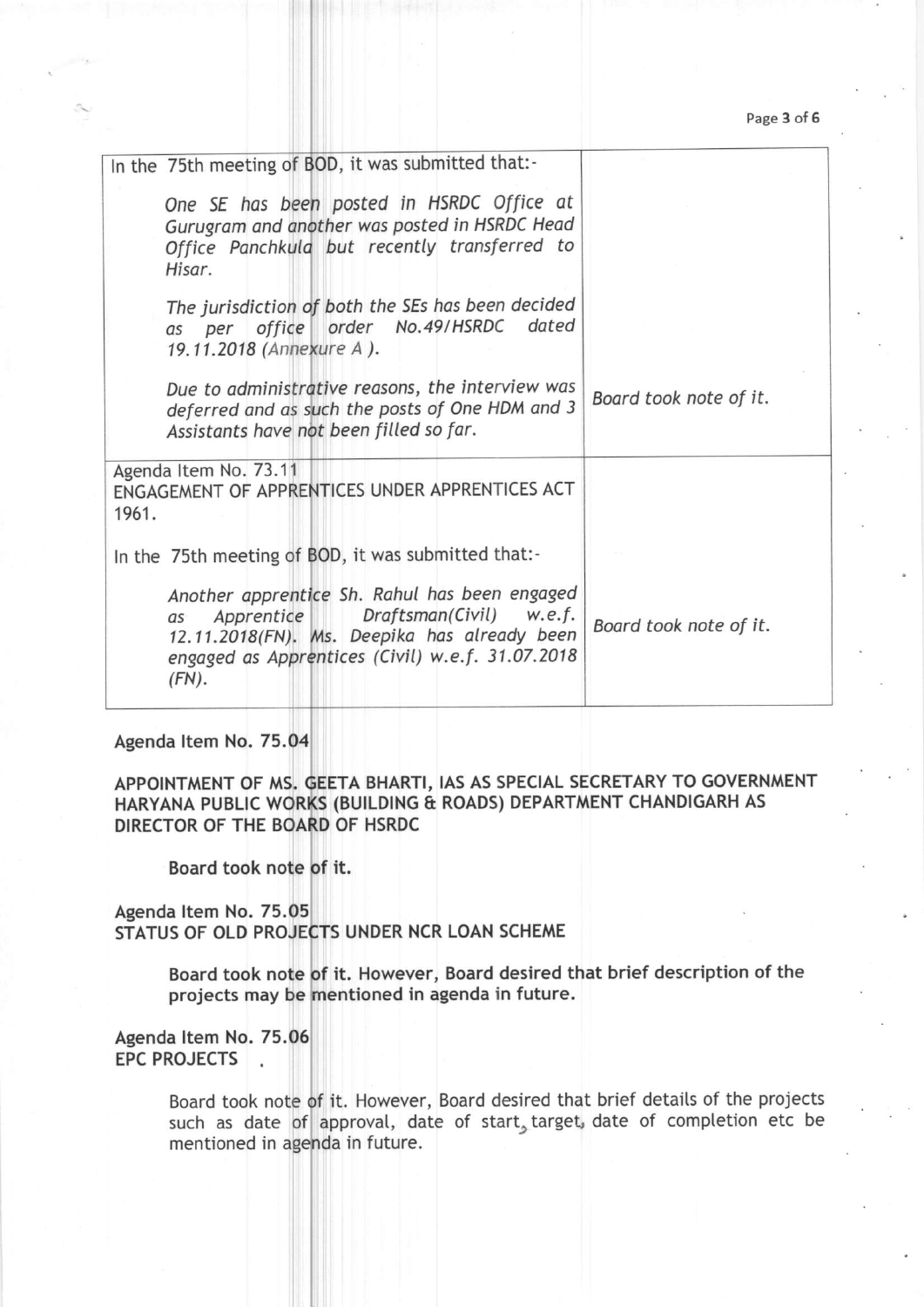| | |
|---|---|
| In the 75th meeting of BOD, it was submitted that:-<br><br>*One SE has been posted in HSRDC Office at Gurugram and another was posted in HSRDC Head Office Panchkula but recently transferred to Hisar.*<br><br>*The jurisdiction of both the SEs has been decided as per office order No.49/HSRDC dated 19.11.2018 (Annexure A ).*<br><br>*Due to administrative reasons, the interview was deferred and as such the posts of One HDM and 3 Assistants have not been filled so far.* | *Board took note of it.* |
| Agenda Item No. 73.11<br>ENGAGEMENT OF APPRENTICES UNDER APPRENTICES ACT 1961.<br><br>In the 75th meeting of BOD, it was submitted that:-<br><br>*Another apprentice Sh. Rahul has been engaged as Apprentice Draftsman(Civil) w.e.f. 12.11.2018(FN). Ms. Deepika has already been engaged as Apprentices (Civil) w.e.f. 31.07.2018 (FN).* | *Board took note of it.* |

**Agenda Item No. 75.04**

**APPOINTMENT OF MS. GEETA BHARTI, IAS AS SPECIAL SECRETARY TO GOVERNMENT HARYANA PUBLIC WORKS (BUILDING & ROADS) DEPARTMENT CHANDIGARH AS DIRECTOR OF THE BOARD OF HSRDC**

**Board took note of it.**

**Agenda Item No. 75.05**
**STATUS OF OLD PROJECTS UNDER NCR LOAN SCHEME**

**Board took note of it. However, Board desired that brief description of the projects may be mentioned in agenda in future.**

**Agenda Item No. 75.06**
**EPC PROJECTS**

Board took note of it. However, Board desired that brief details of the projects such as date of approval, date of start, target, date of completion etc be mentioned in agenda in future.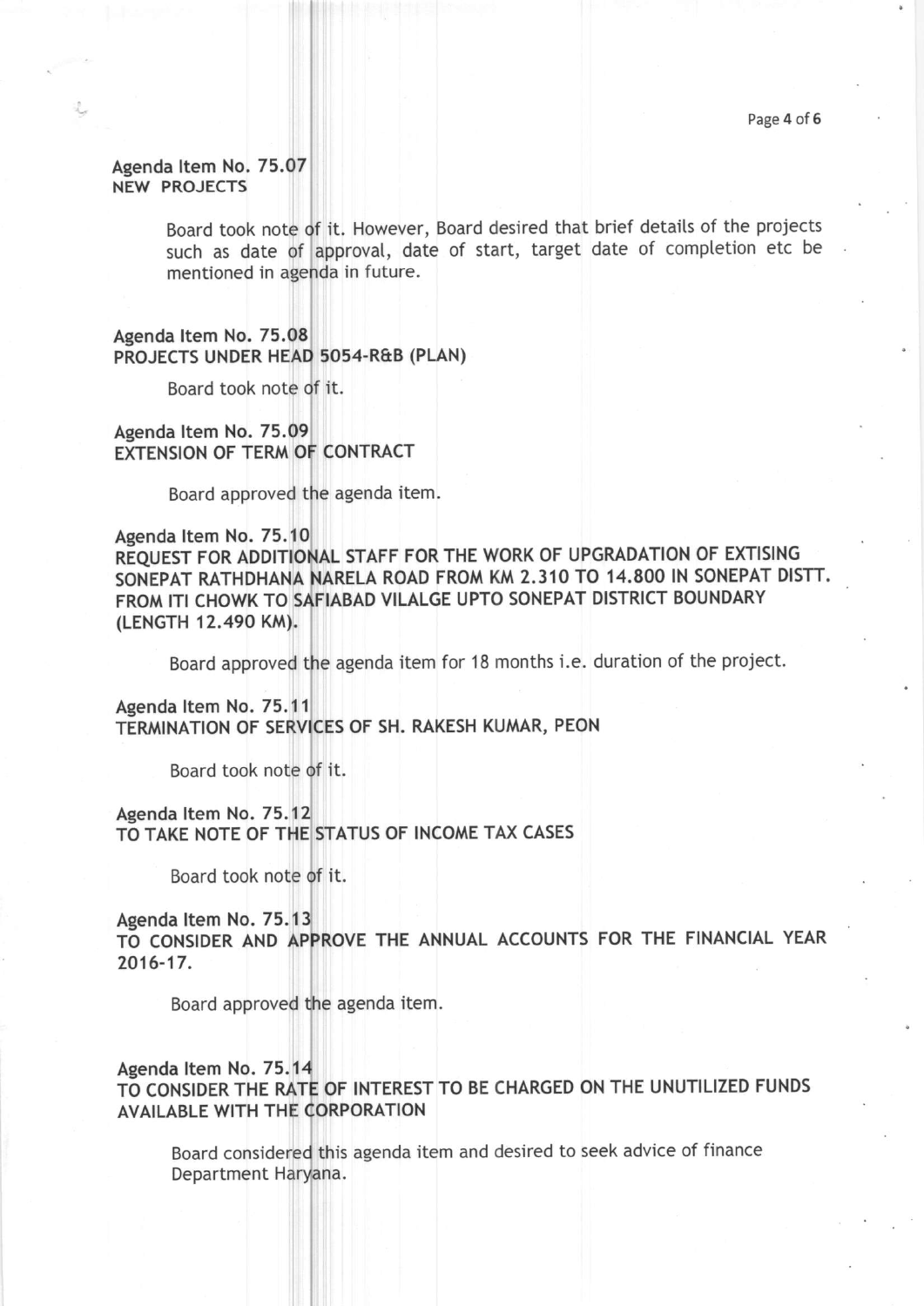**Agenda Item No. 75.07**
**NEW PROJECTS**

Board took note of it. However, Board desired that brief details of the projects such as date of approval, date of start, target date of completion etc be mentioned in agenda in future.

**Agenda Item No. 75.08**
**PROJECTS UNDER HEAD 5054-R&B (PLAN)**

Board took note of it.

**Agenda Item No. 75.09**
**EXTENSION OF TERM OF CONTRACT**

Board approved the agenda item.

**Agenda Item No. 75.10**
**REQUEST FOR ADDITIONAL STAFF FOR THE WORK OF UPGRADATION OF EXTISING SONEPAT RATHDHANA NARELA ROAD FROM KM 2.310 TO 14.800 IN SONEPAT DISTT. FROM ITI CHOWK TO SAFIABAD VILALGE UPTO SONEPAT DISTRICT BOUNDARY (LENGTH 12.490 KM).**

Board approved the agenda item for 18 months i.e. duration of the project.

**Agenda Item No. 75.11**
**TERMINATION OF SERVICES OF SH. RAKESH KUMAR, PEON**

Board took note of it.

**Agenda Item No. 75.12**
**TO TAKE NOTE OF THE STATUS OF INCOME TAX CASES**

Board took note of it.

**Agenda Item No. 75.13**
**TO CONSIDER AND APPROVE THE ANNUAL ACCOUNTS FOR THE FINANCIAL YEAR 2016-17.**

Board approved the agenda item.

**Agenda Item No. 75.14**
**TO CONSIDER THE RATE OF INTEREST TO BE CHARGED ON THE UNUTILIZED FUNDS AVAILABLE WITH THE CORPORATION**

Board considered this agenda item and desired to seek advice of finance Department Haryana.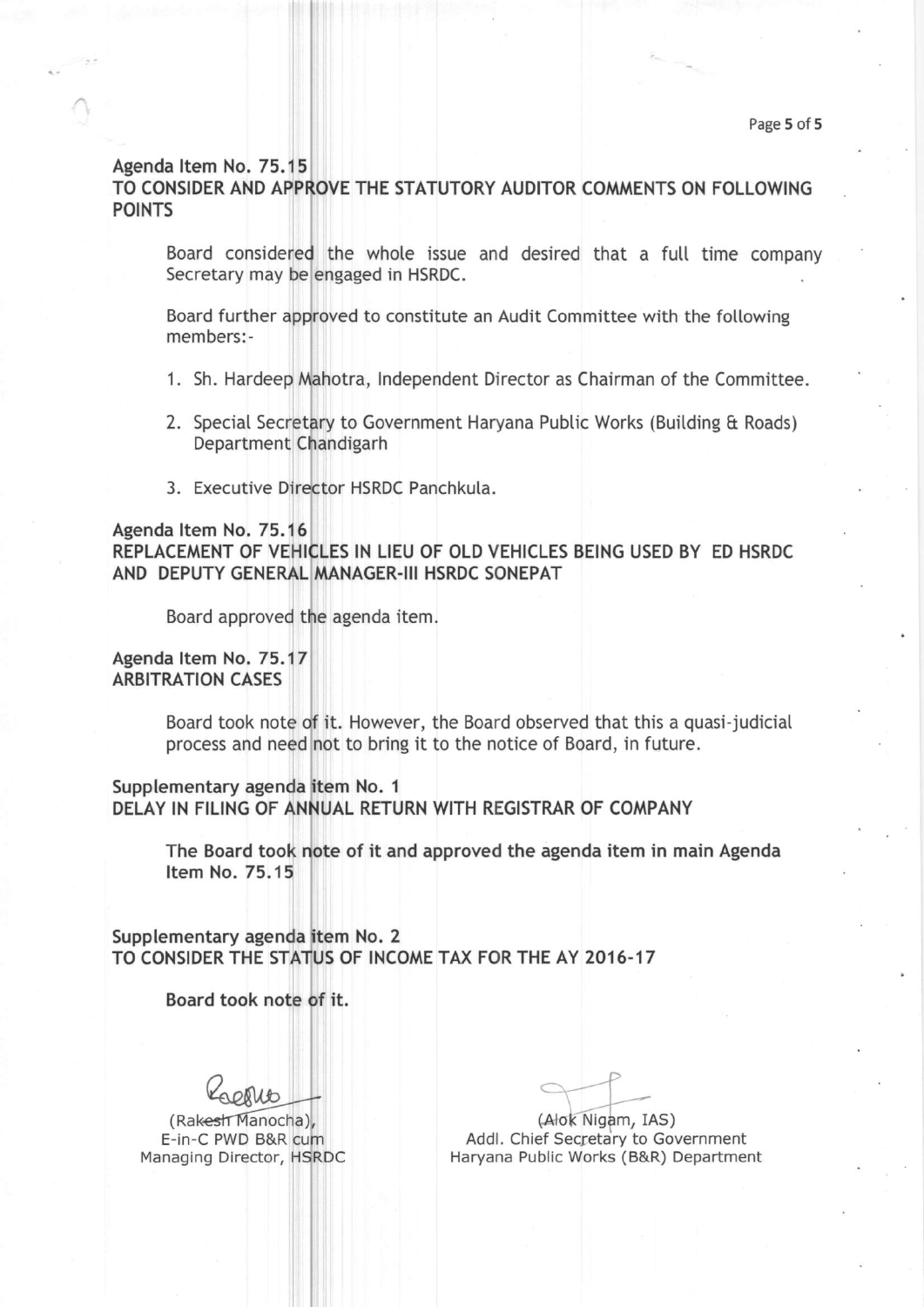**Agenda Item No. 75.15**
**TO CONSIDER AND APPROVE THE STATUTORY AUDITOR COMMENTS ON FOLLOWING POINTS**

Board considered the whole issue and desired that a full time company Secretary may be engaged in HSRDC.

Board further approved to constitute an Audit Committee with the following members:-

1. Sh. Hardeep Mahotra, Independent Director as Chairman of the Committee.
2. Special Secretary to Government Haryana Public Works (Building & Roads) Department Chandigarh
3. Executive Director HSRDC Panchkula.

**Agenda Item No. 75.16**
**REPLACEMENT OF VEHICLES IN LIEU OF OLD VEHICLES BEING USED BY ED HSRDC AND DEPUTY GENERAL MANAGER-III HSRDC SONEPAT**

Board approved the agenda item.

**Agenda Item No. 75.17**
**ARBITRATION CASES**

Board took note of it. However, the Board observed that this a quasi-judicial process and need not to bring it to the notice of Board, in future.

**Supplementary agenda item No. 1**
**DELAY IN FILING OF ANNUAL RETURN WITH REGISTRAR OF COMPANY**

**The Board took note of it and approved the agenda item in main Agenda Item No. 75.15**

**Supplementary agenda item No. 2**
**TO CONSIDER THE STATUS OF INCOME TAX FOR THE AY 2016-17**

**Board took note of it.**

(Rakesh Manocha),
E-in-C PWD B&R cum
Managing Director, HSRDC

(Alok Nigam, IAS)
Addl. Chief Secretary to Government
Haryana Public Works (B&R) Department